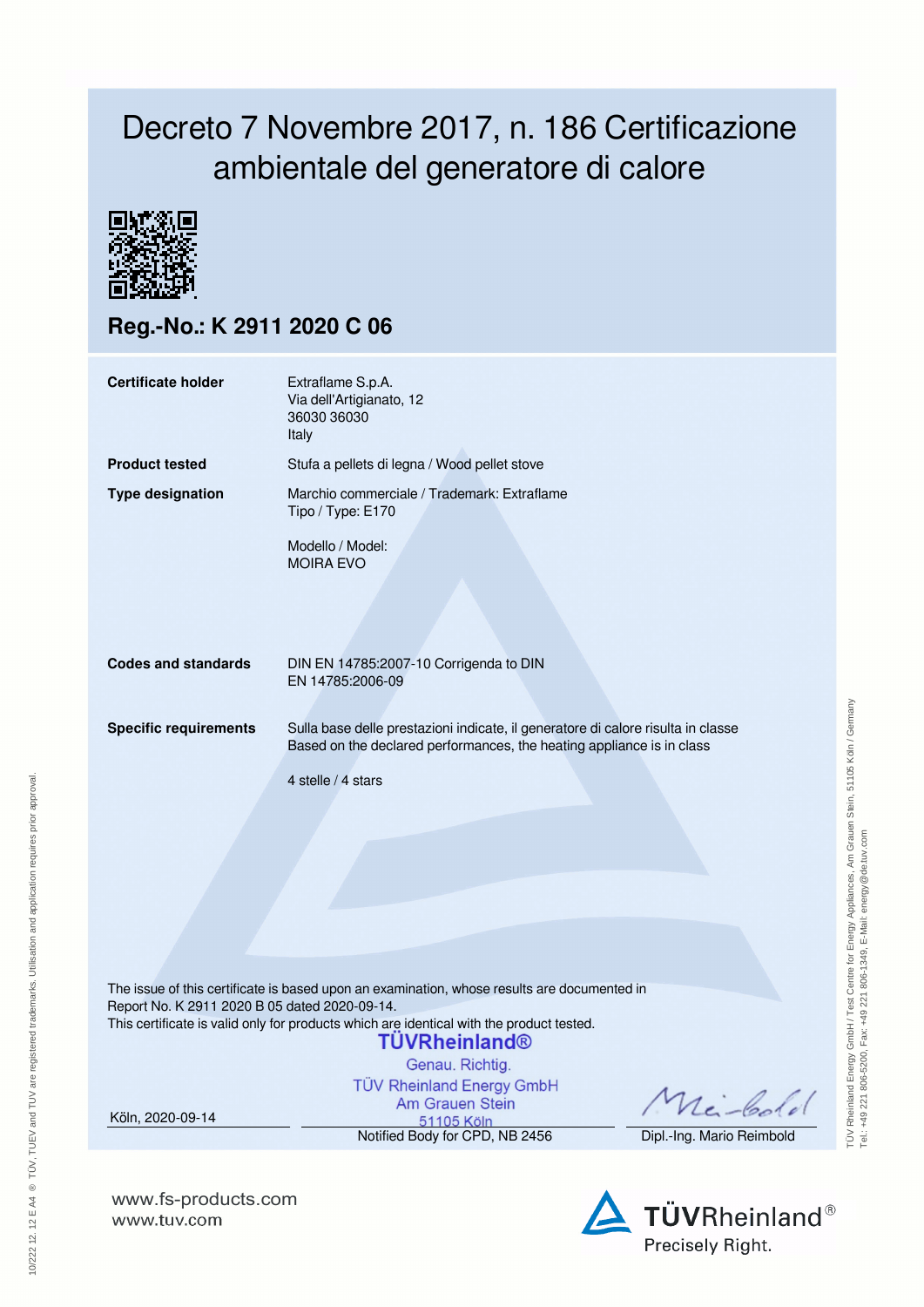# Decreto 7 Novembre 2017, n. 186 Certificazione ambientale del generatore di calore

## Reg.-No.: K 2911 2020 C 06

| | |
|---|---|
| **Certificate holder** | Extraflame S.p.A.<br>Via dell'Artigianato, 12<br>36030 36030<br>Italy |
| **Product tested** | Stufa a pellets di legna / Wood pellet stove |
| **Type designation** | Marchio commerciale / Trademark: Extraflame<br>Tipo / Type: E170<br><br>Modello / Model:<br>MOIRA EVO |
| **Codes and standards** | DIN EN 14785:2007-10 Corrigenda to DIN EN 14785:2006-09 |
| **Specific requirements** | Sulla base delle prestazioni indicate, il generatore di calore risulta in classe<br>Based on the declared performances, the heating appliance is in class<br><br>4 stelle / 4 stars |

The issue of this certificate is based upon an examination, whose results are documented in Report No. K 2911 2020 B 05 dated 2020-09-14.
This certificate is valid only for products which are identical with the product tested.

TÜVRheinland®
Genau. Richtig.
TÜV Rheinland Energy GmbH
Am Grauen Stein
51105 Köln

Köln, 2020-09-14

Notified Body for CPD, NB 2456

Dipl.-Ing. Mario Reimbold

TÜV Rheinland Energy GmbH / Test Centre for Energy Appliances, Am Grauen Stein, 51105 Köln / Germany
Tel.: +49 221 806-5200, Fax: +49 221 806-1349, E-Mail: energy@de.tuv.com

10/222 12. 12 E A4 ® TÜV, TUEV and TUV are registered trademarks. Utilisation and application requires prior approval.

www.fs-products.com
www.tuv.com

TÜVRheinland®
Precisely Right.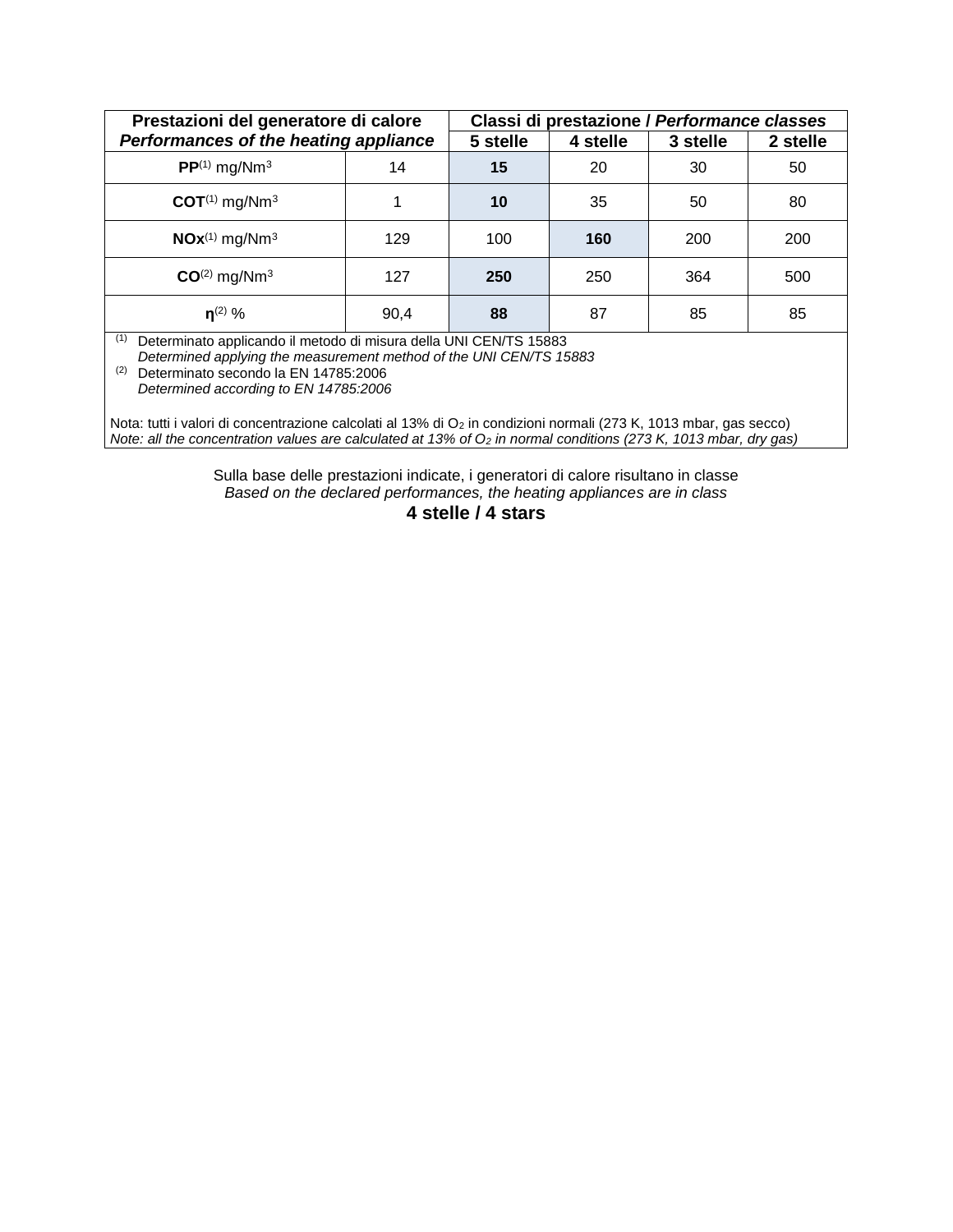| **Prestazioni del generatore di calore** *Performances of the heating appliance* | | **Classi di prestazione / *Performance classes*** | | | |
|---|---|---|---|---|---|
| | | **5 stelle** | **4 stelle** | **3 stelle** | **2 stelle** |
| **PP**[1] mg/Nm$^3$ | 14 | **15** | 20 | 30 | 50 |
| **COT**[1] mg/Nm$^3$ | 1 | **10** | 35 | 50 | 80 |
| **NOx**[1] mg/Nm$^3$ | 129 | 100 | **160** | 200 | 200 |
| **CO**[2] mg/Nm$^3$ | 127 | **250** | 250 | 364 | 500 |
| **η**[2] % | 90,4 | **88** | 87 | 85 | 85 |

[1] Determinato applicando il metodo di misura della UNI CEN/TS 15883
*Determined applying the measurement method of the UNI CEN/TS 15883*
[2] Determinato secondo la EN 14785:2006
*Determined according to EN 14785:2006*

Nota: tutti i valori di concentrazione calcolati al 13% di $O_2$ in condizioni normali (273 K, 1013 mbar, gas secco)
*Note: all the concentration values are calculated at 13% of $O_2$ in normal conditions (273 K, 1013 mbar, dry gas)*

Sulla base delle prestazioni indicate, i generatori di calore risultano in classe
*Based on the declared performances, the heating appliances are in class*
**4 stelle / 4 stars**